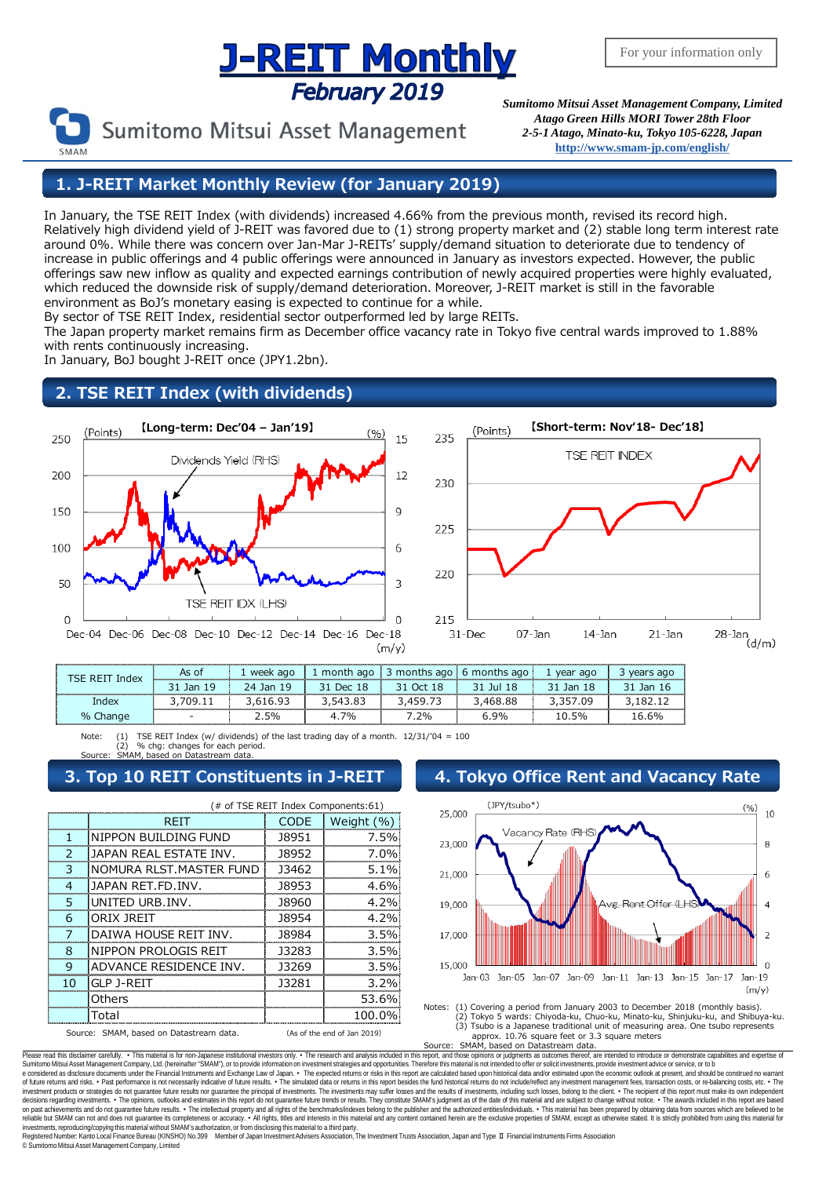# J-REIT Monthly

*February 2019*

For your information only

Sumitomo Mitsui Asset Management

***Sumitomo Mitsui Asset Management Company, Limited***
***Atago Green Hills MORI Tower 28th Floor***
***2-5-1 Atago, Minato-ku, Tokyo 105-6228, Japan***
**http://www.smam-jp.com/english/**

## 1. J-REIT Market Monthly Review (for January 2019)

In January, the TSE REIT Index (with dividends) increased 4.66% from the previous month, revised its record high. Relatively high dividend yield of J-REIT was favored due to (1) strong property market and (2) stable long term interest rate around 0%. While there was concern over Jan-Mar J-REITs' supply/demand situation to deteriorate due to tendency of increase in public offerings and 4 public offerings were announced in January as investors expected. However, the public offerings saw new inflow as quality and expected earnings contribution of newly acquired properties were highly evaluated, which reduced the downside risk of supply/demand deterioration. Moreover, J-REIT market is still in the favorable environment as BoJ's monetary easing is expected to continue for a while.
By sector of TSE REIT Index, residential sector outperformed led by large REITs.
The Japan property market remains firm as December office vacancy rate in Tokyo five central wards improved to 1.88% with rents continuously increasing.
In January, BoJ bought J-REIT once (JPY1.2bn).

## 2. TSE REIT Index (with dividends)

【Long-term: Dec'04 – Jan'19】

【Short-term: Nov'18- Dec'18】

| TSE REIT Index | As of | 1 week ago | 1 month ago | 3 months ago | 6 months ago | 1 year ago | 3 years ago |
|---|---|---|---|---|---|---|---|
| | 31 Jan 19 | 24 Jan 19 | 31 Dec 18 | 31 Oct 18 | 31 Jul 18 | 31 Jan 18 | 31 Jan 16 |
| Index | 3,709.11 | 3,616.93 | 3,543.83 | 3,459.73 | 3,468.88 | 3,357.09 | 3,182.12 |
| % Change | - | 2.5% | 4.7% | 7.2% | 6.9% | 10.5% | 16.6% |

Note: (1) TSE REIT Index (w/ dividends) of the last trading day of a month. 12/31/'04 = 100
(2) % chg: changes for each period.
Source: SMAM, based on Datastream data.

## 3. Top 10 REIT Constituents in J-REIT

(# of TSE REIT Index Components:61)

| | REIT | CODE | Weight (%) |
|---|---|---|---|
| 1 | NIPPON BUILDING FUND | J8951 | 7.5% |
| 2 | JAPAN REAL ESTATE INV. | J8952 | 7.0% |
| 3 | NOMURA RLST.MASTER FUND | J3462 | 5.1% |
| 4 | JAPAN RET.FD.INV. | J8953 | 4.6% |
| 5 | UNITED URB.INV. | J8960 | 4.2% |
| 6 | ORIX JREIT | J8954 | 4.2% |
| 7 | DAIWA HOUSE REIT INV. | J8984 | 3.5% |
| 8 | NIPPON PROLOGIS REIT | J3283 | 3.5% |
| 9 | ADVANCE RESIDENCE INV. | J3269 | 3.5% |
| 10 | GLP J-REIT | J3281 | 3.2% |
| | Others | | 53.6% |
| | Total | | 100.0% |

Source: SMAM, based on Datastream data. (As of the end of Jan 2019)

## 4. Tokyo Office Rent and Vacancy Rate

Notes: (1) Covering a period from January 2003 to December 2018 (monthly basis).
(2) Tokyo 5 wards: Chiyoda-ku, Chuo-ku, Minato-ku, Shinjuku-ku, and Shibuya-ku.
(3) Tsubo is a Japanese traditional unit of measuring area. One tsubo represents approx. 10.76 square feet or 3.3 square meters
Source: SMAM, based on Datastream data.

Please read this disclaimer carefully. • This material is for non-Japanese institutional investors only. • The research and analysis included in this report, and those opinions or judgments as outcomes thereof, are intended to introduce or demonstrate capabilities and expertise of Sumitomo Mitsui Asset Management Company, Ltd. (hereinafter "SMAM"), or to provide information on investment strategies and opportunities. Therefore this material is not intended to offer or solicit investments, provide investment advice or service, or to b e considered as disclosure documents under the Financial Instruments and Exchange Law of Japan. • The expected returns or risks in this report are calculated based upon historical data and/or estimated upon the economic outlook at present, and should be construed no warrant of future returns and risks. • Past performance is not necessarily indicative of future results. • The simulated data or returns in this report besides the fund historical returns do not include/reflect any investment management fees, transaction costs, or re-balancing costs, etc. • The investment products or strategies do not guarantee future results nor guarantee the principal of investments. The investments may suffer losses and the results of investments, including such losses, belong to the client. • The recipient of this report must make its own independent decisions regarding investments. • The opinions, outlooks and estimates in this report do not guarantee future trends or results. They constitute SMAM's judgment as of the date of this material and are subject to change without notice. • The awards included in this report are based on past achievements and do not guarantee future results. • The intellectual property and all rights of the benchmarks/indexes belong to the publisher and the authorized entities/individuals. • This material has been prepared by obtaining data from sources which are believed to be reliable but SMAM can not and does not guarantee its completeness or accuracy. • All rights, titles and interests in this material and any content contained herein are the exclusive properties of SMAM, except as otherwise stated. It is strictly prohibited from using this material for investments, reproducing/copying this material without SMAM's authorization, or from disclosing this material to a third party.
Registered Number: Kanto Local Finance Bureau (KINSHO) No.399 Member of Japan Investment Advisers Association, The Investment Trusts Association, Japan and Type Ⅱ Financial Instruments Firms Association
© Sumitomo Mitsui Asset Management Company, Limited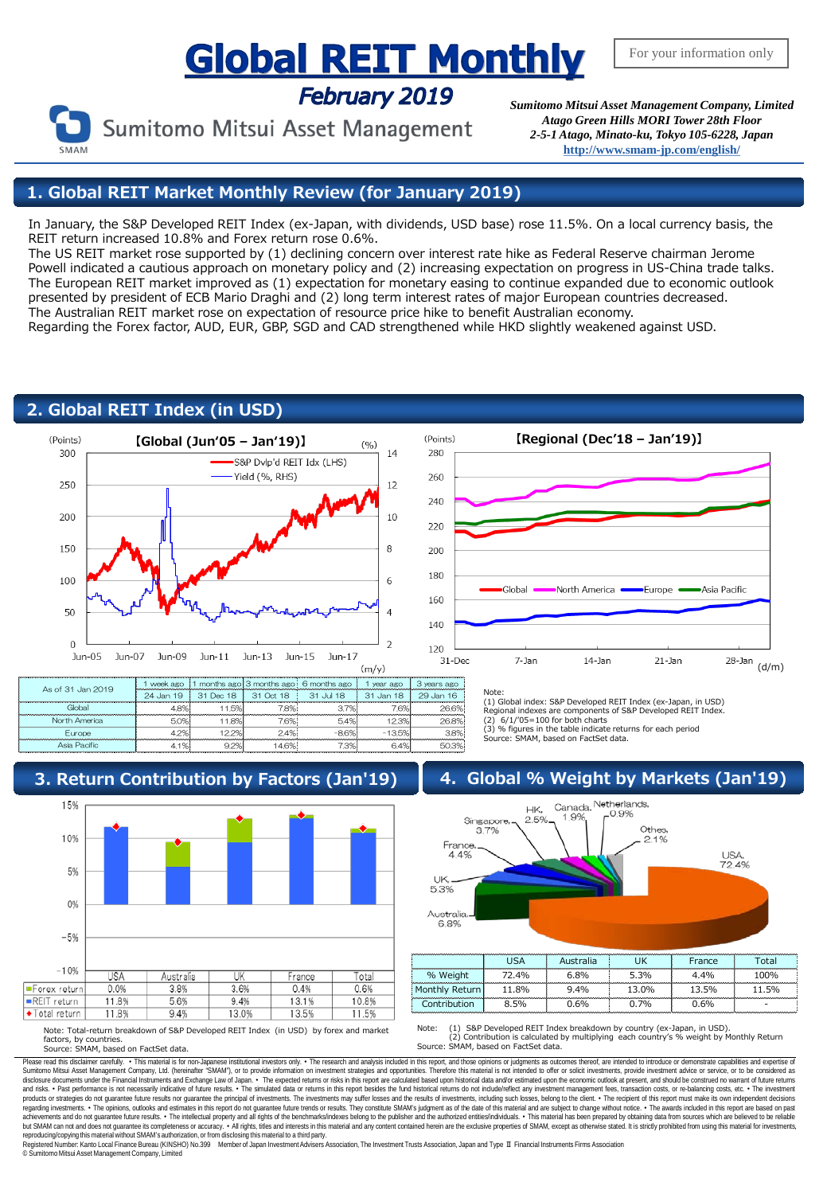# Global REIT Monthly

*February 2019*

For your information only

Sumitomo Mitsui Asset Management

*Sumitomo Mitsui Asset Management Company, Limited*
*Atago Green Hills MORI Tower 28th Floor*
*2-5-1 Atago, Minato-ku, Tokyo 105-6228, Japan*
http://www.smam-jp.com/english/

## 1. Global REIT Market Monthly Review (for January 2019)

In January, the S&P Developed REIT Index (ex-Japan, with dividends, USD base) rose 11.5%. On a local currency basis, the REIT return increased 10.8% and Forex return rose 0.6%.
The US REIT market rose supported by (1) declining concern over interest rate hike as Federal Reserve chairman Jerome Powell indicated a cautious approach on monetary policy and (2) increasing expectation on progress in US-China trade talks.
The European REIT market improved as (1) expectation for monetary easing to continue expanded due to economic outlook presented by president of ECB Mario Draghi and (2) long term interest rates of major European countries decreased.
The Australian REIT market rose on expectation of resource price hike to benefit Australian economy.
Regarding the Forex factor, AUD, EUR, GBP, SGD and CAD strengthened while HKD slightly weakened against USD.

## 2. Global REIT Index (in USD)

【Global (Jun'05 – Jan'19)】

(Points) (%)
S&P Dvlp'd REIT Idx (LHS)
Yield (%, RHS)
300 250 200 150 100 50 0
14 12 10 8 6 4 2
Jun-05 Jun-07 Jun-09 Jun-11 Jun-13 Jun-15 Jun-17 (m/y)

【Regional (Dec'18 – Jan'19)】

(Points)
280 260 240 220 200 180 160 140 120
Global North America Europe Asia Pacific
31-Dec 7-Jan 14-Jan 21-Jan 28-Jan (d/m)

| As of 31 Jan 2019 | 1 week ago | 1 months ago | 3 months ago | 6 months ago | 1 year ago | 3 years ago |
|---|---|---|---|---|---|---|
| | 24 Jan 19 | 31 Dec 18 | 31 Oct 18 | 31 Jul 18 | 31 Jan 18 | 29 Jan 16 |
| Global | 4.8% | 11.5% | 7.8% | 3.7% | 7.6% | 26.6% |
| North America | 5.0% | 11.8% | 7.6% | 5.4% | 12.3% | 26.8% |
| Europe | 4.2% | 12.2% | 2.4% | -8.6% | -13.5% | 3.8% |
| Asia Pacific | 4.1% | 9.2% | 14.6% | 7.3% | 6.4% | 50.3% |

Note:
(1) Global index: S&P Developed REIT Index (ex-Japan, in USD)
Regional indexes are components of S&P Developed REIT Index.
(2) 6/1/'05=100 for both charts
(3) % figures in the table indicate returns for each period
Source: SMAM, based on FactSet data.

## 3. Return Contribution by Factors (Jan'19)

15% 10% 5% 0% -5% -10%

| | USA | Australia | UK | France | Total |
|---|---|---|---|---|---|
| Forex return | 0.0% | 3.8% | 3.6% | 0.4% | 0.6% |
| REIT return | 11.8% | 5.6% | 9.4% | 13.1% | 10.8% |
| Total return | 11.8% | 9.4% | 13.0% | 13.5% | 11.5% |

Note: Total-return breakdown of S&P Developed REIT Index (in USD) by forex and market factors, by countries.
Source: SMAM, based on FactSet data.

## 4. Global % Weight by Markets (Jan'19)

USA 72.4%, Australia 6.8%, UK 5.3%, France 4.4%, Singapore 3.7%, HK 2.5%, Canada 1.9%, Netherlands 0.9%, Others 2.1%

| | USA | Australia | UK | France | Total |
|---|---|---|---|---|---|
| % Weight | 72.4% | 6.8% | 5.3% | 4.4% | 100% |
| Monthly Return | 11.8% | 9.4% | 13.0% | 13.5% | 11.5% |
| Contribution | 8.5% | 0.6% | 0.7% | 0.6% | - |

Note: (1) S&P Developed REIT Index breakdown by country (ex-Japan, in USD).
(2) Contribution is calculated by multiplying each country's % weight by Monthly Return
Source: SMAM, based on FactSet data.

Please read this disclaimer carefully. • This material is for non-Japanese institutional investors only. • The research and analysis included in this report, and those opinions or judgments as outcomes thereof, are intended to introduce or demonstrate capabilities and expertise of Sumitomo Mitsui Asset Management Company, Ltd. (hereinafter "SMAM"), or to provide information on investment strategies and opportunities. Therefore this material is not intended to offer or solicit investments, provide investment advice or service, or to be considered as disclosure documents under the Financial Instruments and Exchange Law of Japan. • The expected returns or risks in this report are calculated based upon historical data and/or estimated upon the economic outlook at present, and should be construed no warrant of future returns and risks. • Past performance is not necessarily indicative of future results. • The simulated data or returns in this report besides the fund historical returns do not include/reflect any investment management fees, transaction costs, or re-balancing costs, etc. • The investment products or strategies do not guarantee future results nor guarantee the principal of investments. The investments may suffer losses and the results of investments, including such losses, belong to the client. • The recipient of this report must make its own independent decisions regarding investments. • The opinions, outlooks and estimates in this report do not guarantee future trends or results. They constitute SMAM's judgment as of the date of this material and are subject to change without notice. • The awards included in this report are based on past achievements and do not guarantee future results. • The intellectual property and all rights of the benchmarks/indexes belong to the publisher and the authorized entities/individuals. • This material has been prepared by obtaining data from sources which are believed to be reliable but SMAM can not and does not guarantee its completeness or accuracy. • All rights, titles and interests in this material and any content contained herein are the exclusive properties of SMAM, except as otherwise stated. It is strictly prohibited from using this material for investments, reproducing/copying this material without SMAM's authorization, or from disclosing this material to a third party.
Registered Number: Kanto Local Finance Bureau (KINSHO) No.399 Member of Japan Investment Advisers Association, The Investment Trusts Association, Japan and Type Ⅱ Financial Instruments Firms Association
© Sumitomo Mitsui Asset Management Company, Limited